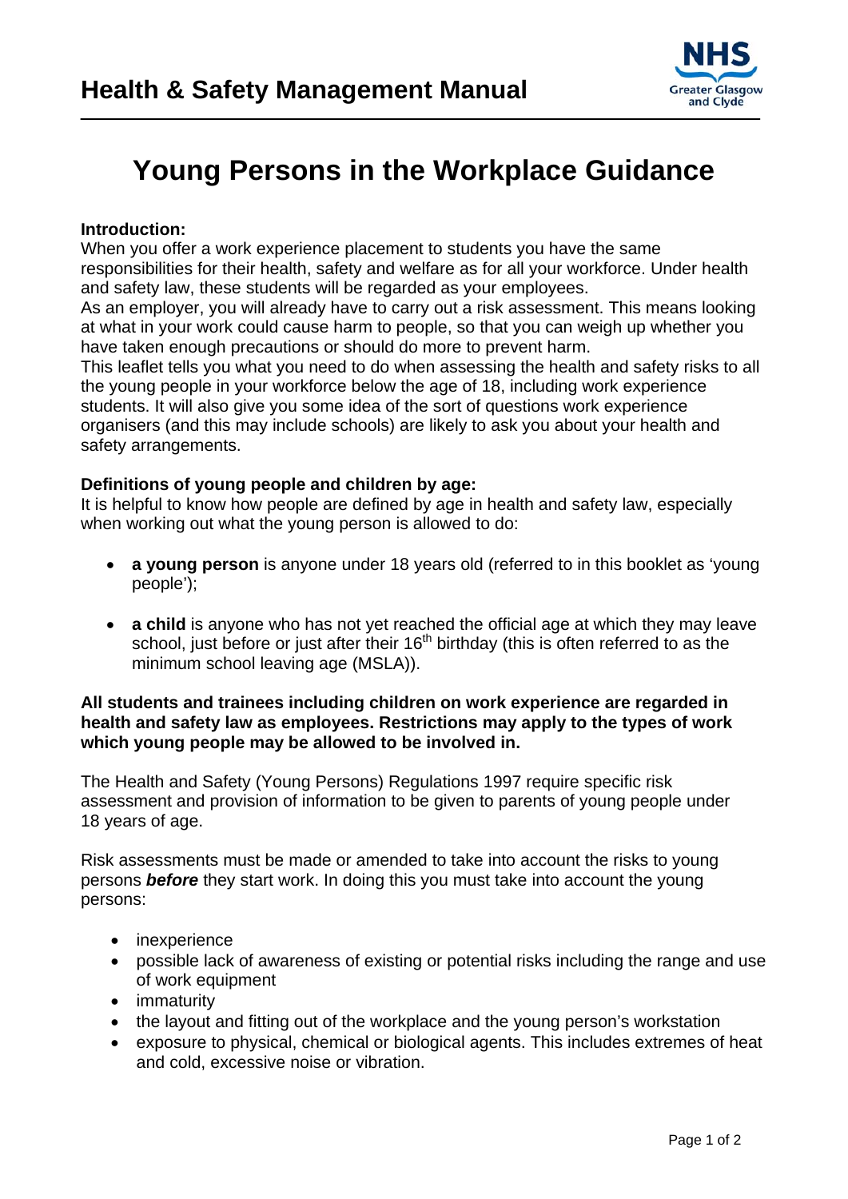# Health & Safety Management Manual

## Young Persons in the Workplace Guidance

**Introduction:**
When you offer a work experience placement to students you have the same responsibilities for their health, safety and welfare as for all your workforce. Under health and safety law, these students will be regarded as your employees.
As an employer, you will already have to carry out a risk assessment. This means looking at what in your work could cause harm to people, so that you can weigh up whether you have taken enough precautions or should do more to prevent harm.
This leaflet tells you what you need to do when assessing the health and safety risks to all the young people in your workforce below the age of 18, including work experience students. It will also give you some idea of the sort of questions work experience organisers (and this may include schools) are likely to ask you about your health and safety arrangements.

**Definitions of young people and children by age:**
It is helpful to know how people are defined by age in health and safety law, especially when working out what the young person is allowed to do:

- **a young person** is anyone under 18 years old (referred to in this booklet as 'young people');
- **a child** is anyone who has not yet reached the official age at which they may leave school, just before or just after their 16th birthday (this is often referred to as the minimum school leaving age (MSLA)).

**All students and trainees including children on work experience are regarded in health and safety law as employees. Restrictions may apply to the types of work which young people may be allowed to be involved in.**

The Health and Safety (Young Persons) Regulations 1997 require specific risk assessment and provision of information to be given to parents of young people under 18 years of age.

Risk assessments must be made or amended to take into account the risks to young persons ***before*** they start work. In doing this you must take into account the young persons:

- inexperience
- possible lack of awareness of existing or potential risks including the range and use of work equipment
- immaturity
- the layout and fitting out of the workplace and the young person's workstation
- exposure to physical, chemical or biological agents. This includes extremes of heat and cold, excessive noise or vibration.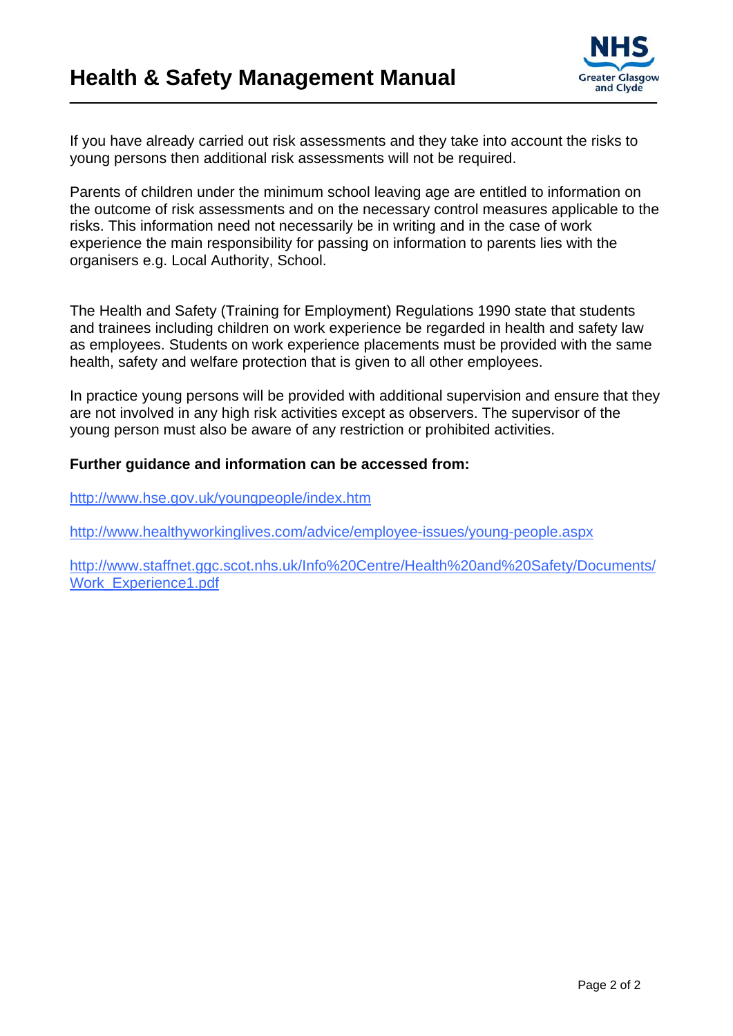If you have already carried out risk assessments and they take into account the risks to young persons then additional risk assessments will not be required.

Parents of children under the minimum school leaving age are entitled to information on the outcome of risk assessments and on the necessary control measures applicable to the risks. This information need not necessarily be in writing and in the case of work experience the main responsibility for passing on information to parents lies with the organisers e.g. Local Authority, School.

The Health and Safety (Training for Employment) Regulations 1990 state that students and trainees including children on work experience be regarded in health and safety law as employees. Students on work experience placements must be provided with the same health, safety and welfare protection that is given to all other employees.

In practice young persons will be provided with additional supervision and ensure that they are not involved in any high risk activities except as observers. The supervisor of the young person must also be aware of any restriction or prohibited activities.

**Further guidance and information can be accessed from:**

http://www.hse.gov.uk/youngpeople/index.htm

http://www.healthyworkinglives.com/advice/employee-issues/young-people.aspx

http://www.staffnet.ggc.scot.nhs.uk/Info%20Centre/Health%20and%20Safety/Documents/Work_Experience1.pdf